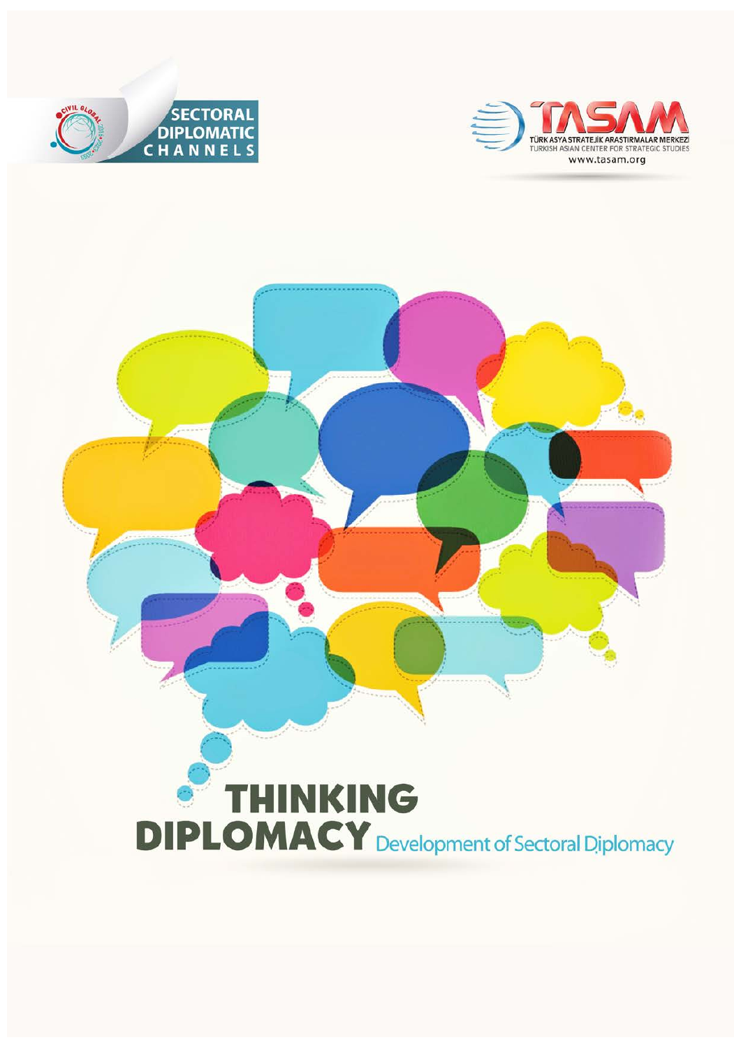SECTORAL DIPLOMATIC CHANNELS

TASAM

TÜRK ASYA STRATEJİK ARAŞTIRMALAR MERKEZİ

TURKISH ASIAN CENTER FOR STRATEGIC STUDIES

www.tasam.org

# THINKING DIPLOMACY

## Development of Sectoral Diplomacy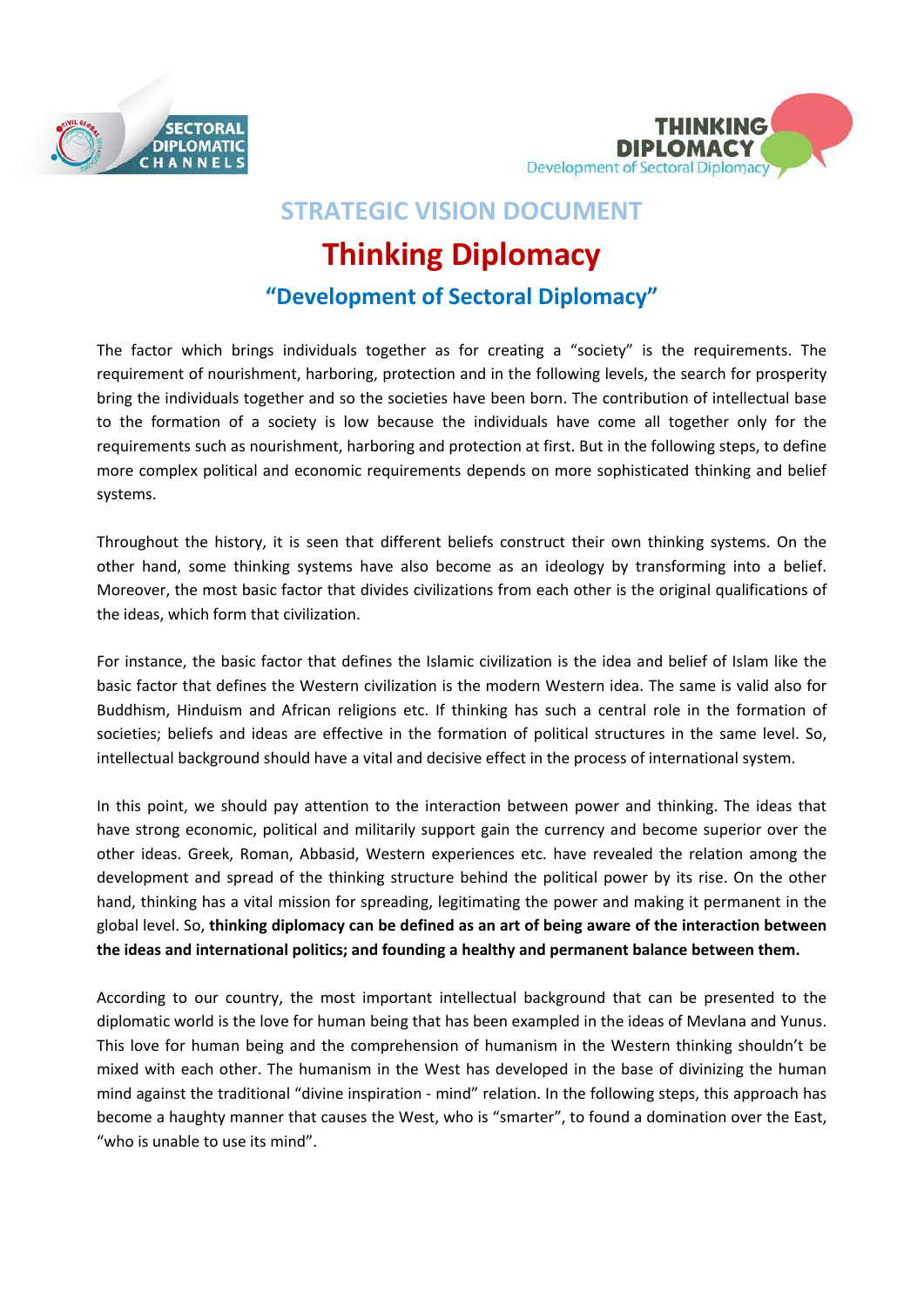## STRATEGIC VISION DOCUMENT

# Thinking Diplomacy

### "Development of Sectoral Diplomacy"

The factor which brings individuals together as for creating a "society" is the requirements. The requirement of nourishment, harboring, protection and in the following levels, the search for prosperity bring the individuals together and so the societies have been born. The contribution of intellectual base to the formation of a society is low because the individuals have come all together only for the requirements such as nourishment, harboring and protection at first. But in the following steps, to define more complex political and economic requirements depends on more sophisticated thinking and belief systems.

Throughout the history, it is seen that different beliefs construct their own thinking systems. On the other hand, some thinking systems have also become as an ideology by transforming into a belief. Moreover, the most basic factor that divides civilizations from each other is the original qualifications of the ideas, which form that civilization.

For instance, the basic factor that defines the Islamic civilization is the idea and belief of Islam like the basic factor that defines the Western civilization is the modern Western idea. The same is valid also for Buddhism, Hinduism and African religions etc. If thinking has such a central role in the formation of societies; beliefs and ideas are effective in the formation of political structures in the same level. So, intellectual background should have a vital and decisive effect in the process of international system.

In this point, we should pay attention to the interaction between power and thinking. The ideas that have strong economic, political and militarily support gain the currency and become superior over the other ideas. Greek, Roman, Abbasid, Western experiences etc. have revealed the relation among the development and spread of the thinking structure behind the political power by its rise. On the other hand, thinking has a vital mission for spreading, legitimating the power and making it permanent in the global level. So, **thinking diplomacy can be defined as an art of being aware of the interaction between the ideas and international politics; and founding a healthy and permanent balance between them.**

According to our country, the most important intellectual background that can be presented to the diplomatic world is the love for human being that has been exampled in the ideas of Mevlana and Yunus. This love for human being and the comprehension of humanism in the Western thinking shouldn't be mixed with each other. The humanism in the West has developed in the base of divinizing the human mind against the traditional "divine inspiration - mind" relation. In the following steps, this approach has become a haughty manner that causes the West, who is "smarter", to found a domination over the East, "who is unable to use its mind".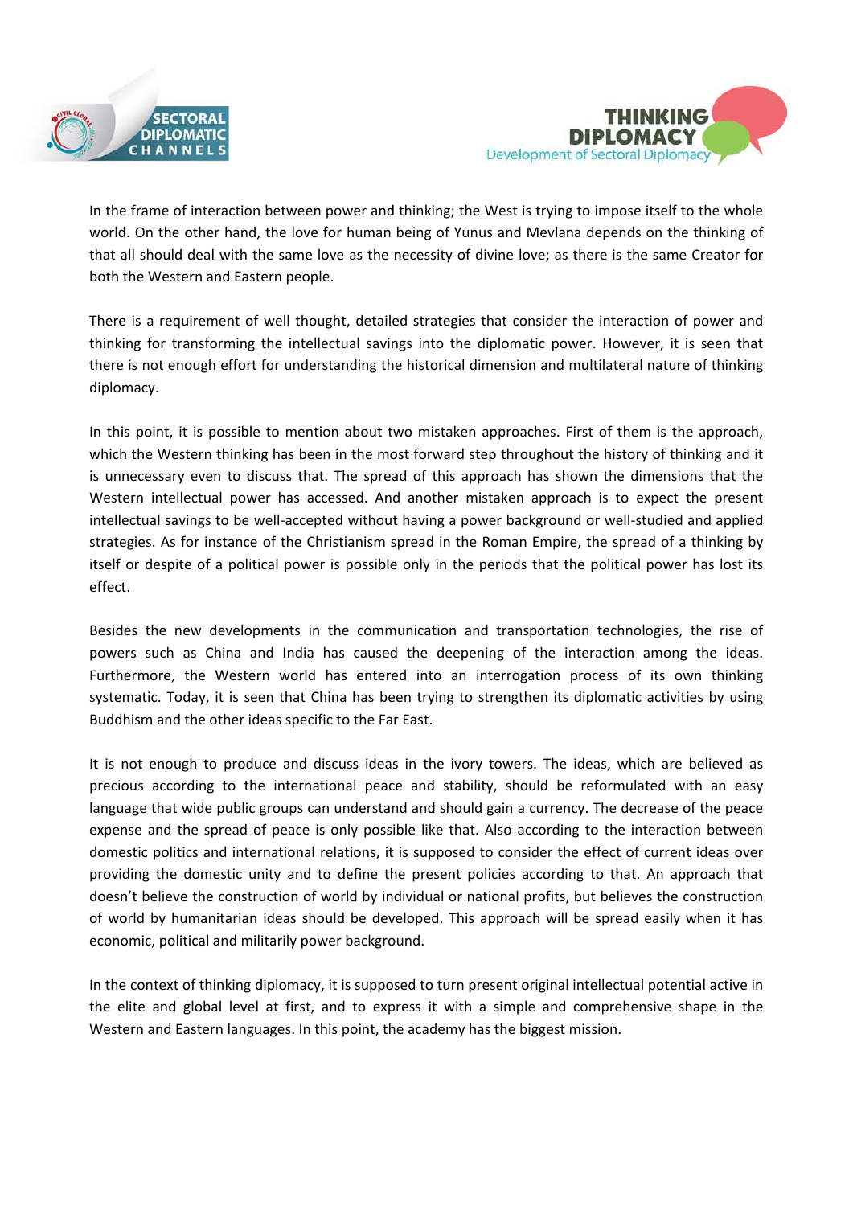In the frame of interaction between power and thinking; the West is trying to impose itself to the whole world. On the other hand, the love for human being of Yunus and Mevlana depends on the thinking of that all should deal with the same love as the necessity of divine love; as there is the same Creator for both the Western and Eastern people.

There is a requirement of well thought, detailed strategies that consider the interaction of power and thinking for transforming the intellectual savings into the diplomatic power. However, it is seen that there is not enough effort for understanding the historical dimension and multilateral nature of thinking diplomacy.

In this point, it is possible to mention about two mistaken approaches. First of them is the approach, which the Western thinking has been in the most forward step throughout the history of thinking and it is unnecessary even to discuss that. The spread of this approach has shown the dimensions that the Western intellectual power has accessed. And another mistaken approach is to expect the present intellectual savings to be well-accepted without having a power background or well-studied and applied strategies. As for instance of the Christianism spread in the Roman Empire, the spread of a thinking by itself or despite of a political power is possible only in the periods that the political power has lost its effect.

Besides the new developments in the communication and transportation technologies, the rise of powers such as China and India has caused the deepening of the interaction among the ideas. Furthermore, the Western world has entered into an interrogation process of its own thinking systematic. Today, it is seen that China has been trying to strengthen its diplomatic activities by using Buddhism and the other ideas specific to the Far East.

It is not enough to produce and discuss ideas in the ivory towers. The ideas, which are believed as precious according to the international peace and stability, should be reformulated with an easy language that wide public groups can understand and should gain a currency. The decrease of the peace expense and the spread of peace is only possible like that. Also according to the interaction between domestic politics and international relations, it is supposed to consider the effect of current ideas over providing the domestic unity and to define the present policies according to that. An approach that doesn't believe the construction of world by individual or national profits, but believes the construction of world by humanitarian ideas should be developed. This approach will be spread easily when it has economic, political and militarily power background.

In the context of thinking diplomacy, it is supposed to turn present original intellectual potential active in the elite and global level at first, and to express it with a simple and comprehensive shape in the Western and Eastern languages. In this point, the academy has the biggest mission.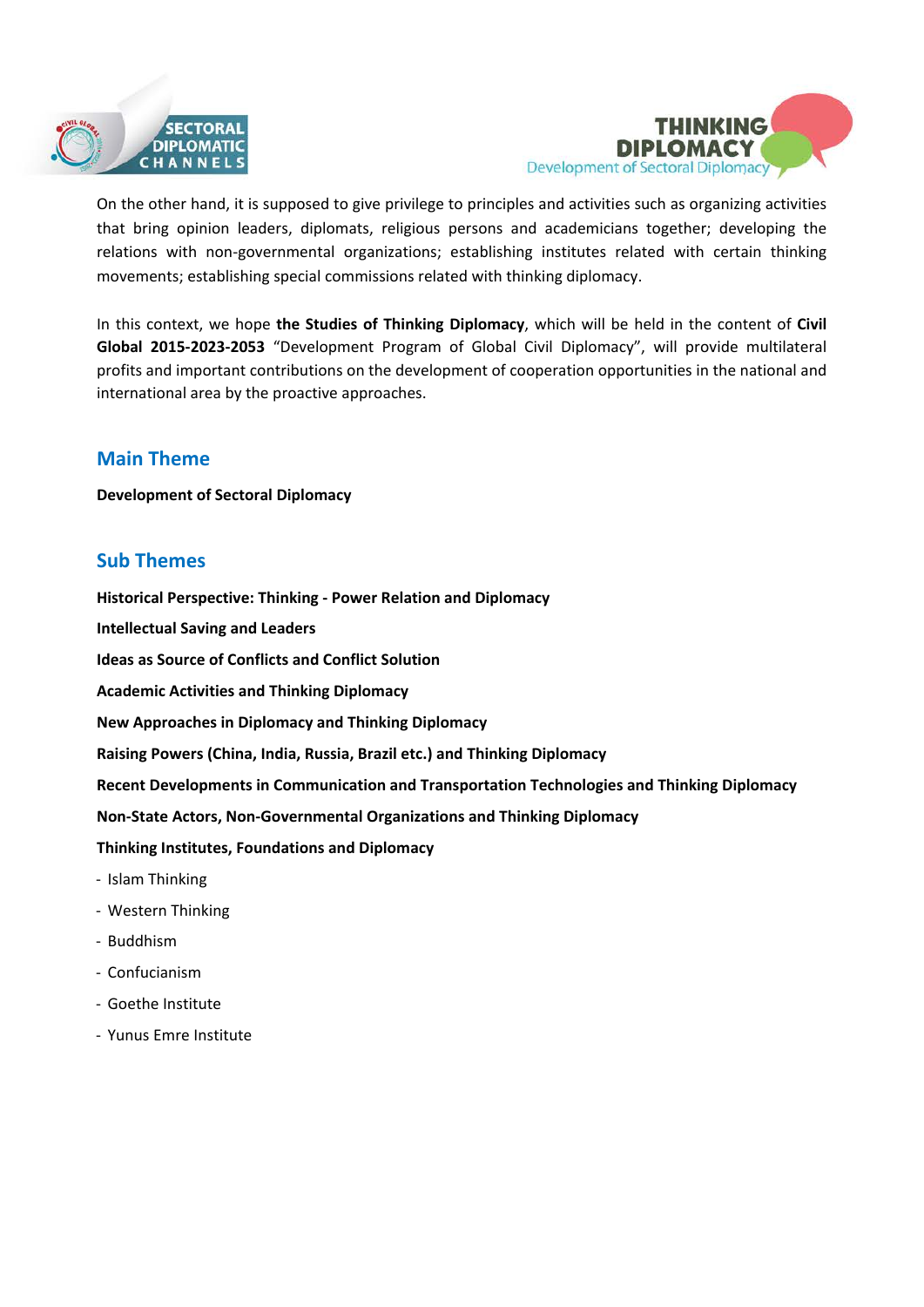On the other hand, it is supposed to give privilege to principles and activities such as organizing activities that bring opinion leaders, diplomats, religious persons and academicians together; developing the relations with non-governmental organizations; establishing institutes related with certain thinking movements; establishing special commissions related with thinking diplomacy.

In this context, we hope **the Studies of Thinking Diplomacy**, which will be held in the content of **Civil Global 2015-2023-2053** "Development Program of Global Civil Diplomacy", will provide multilateral profits and important contributions on the development of cooperation opportunities in the national and international area by the proactive approaches.

## Main Theme

**Development of Sectoral Diplomacy**

## Sub Themes

**Historical Perspective: Thinking - Power Relation and Diplomacy**

**Intellectual Saving and Leaders**

**Ideas as Source of Conflicts and Conflict Solution**

**Academic Activities and Thinking Diplomacy**

**New Approaches in Diplomacy and Thinking Diplomacy**

**Raising Powers (China, India, Russia, Brazil etc.) and Thinking Diplomacy**

**Recent Developments in Communication and Transportation Technologies and Thinking Diplomacy**

**Non-State Actors, Non-Governmental Organizations and Thinking Diplomacy**

**Thinking Institutes, Foundations and Diplomacy**

- Islam Thinking
- Western Thinking
- Buddhism
- Confucianism
- Goethe Institute
- Yunus Emre Institute